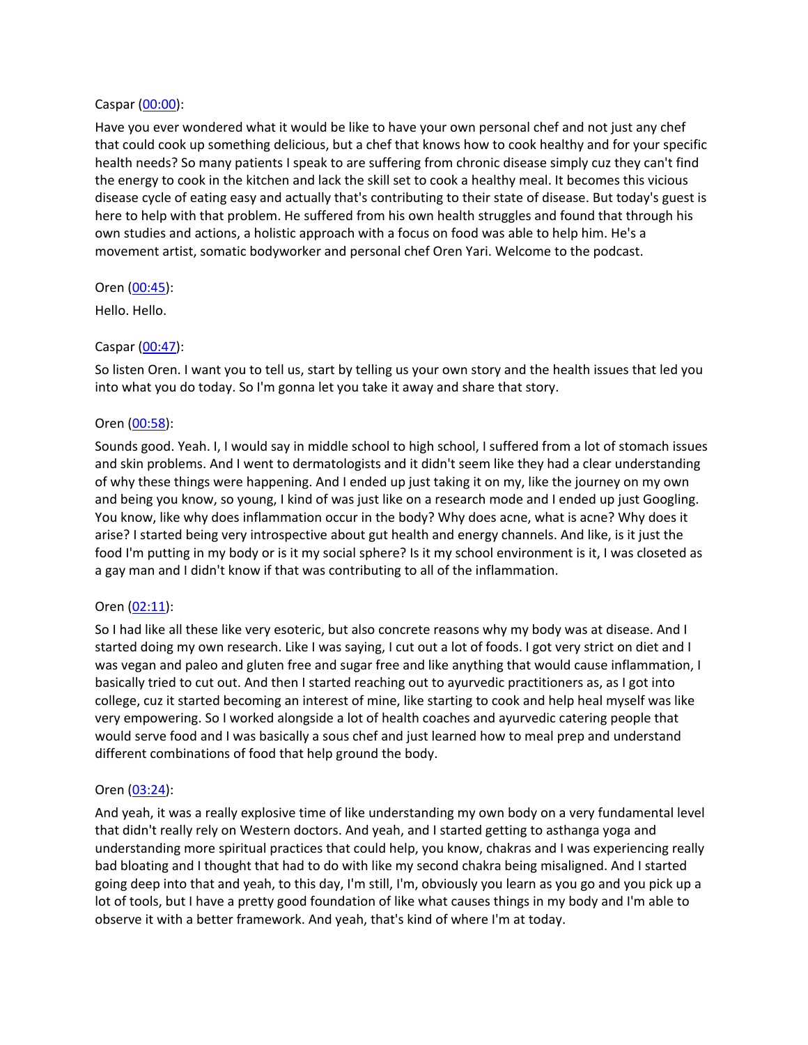Caspar ([00:00](#)):

Have you ever wondered what it would be like to have your own personal chef and not just any chef that could cook up something delicious, but a chef that knows how to cook healthy and for your specific health needs? So many patients I speak to are suffering from chronic disease simply cuz they can't find the energy to cook in the kitchen and lack the skill set to cook a healthy meal. It becomes this vicious disease cycle of eating easy and actually that's contributing to their state of disease. But today's guest is here to help with that problem. He suffered from his own health struggles and found that through his own studies and actions, a holistic approach with a focus on food was able to help him. He's a movement artist, somatic bodyworker and personal chef Oren Yari. Welcome to the podcast.

Oren ([00:45](#)):

Hello. Hello.

Caspar ([00:47](#)):

So listen Oren. I want you to tell us, start by telling us your own story and the health issues that led you into what you do today. So I'm gonna let you take it away and share that story.

Oren ([00:58](#)):

Sounds good. Yeah. I, I would say in middle school to high school, I suffered from a lot of stomach issues and skin problems. And I went to dermatologists and it didn't seem like they had a clear understanding of why these things were happening. And I ended up just taking it on my, like the journey on my own and being you know, so young, I kind of was just like on a research mode and I ended up just Googling. You know, like why does inflammation occur in the body? Why does acne, what is acne? Why does it arise? I started being very introspective about gut health and energy channels. And like, is it just the food I'm putting in my body or is it my social sphere? Is it my school environment is it, I was closeted as a gay man and I didn't know if that was contributing to all of the inflammation.

Oren ([02:11](#)):

So I had like all these like very esoteric, but also concrete reasons why my body was at disease. And I started doing my own research. Like I was saying, I cut out a lot of foods. I got very strict on diet and I was vegan and paleo and gluten free and sugar free and like anything that would cause inflammation, I basically tried to cut out. And then I started reaching out to ayurvedic practitioners as, as I got into college, cuz it started becoming an interest of mine, like starting to cook and help heal myself was like very empowering. So I worked alongside a lot of health coaches and ayurvedic catering people that would serve food and I was basically a sous chef and just learned how to meal prep and understand different combinations of food that help ground the body.

Oren ([03:24](#)):

And yeah, it was a really explosive time of like understanding my own body on a very fundamental level that didn't really rely on Western doctors. And yeah, and I started getting to asthanga yoga and understanding more spiritual practices that could help, you know, chakras and I was experiencing really bad bloating and I thought that had to do with like my second chakra being misaligned. And I started going deep into that and yeah, to this day, I'm still, I'm, obviously you learn as you go and you pick up a lot of tools, but I have a pretty good foundation of like what causes things in my body and I'm able to observe it with a better framework. And yeah, that's kind of where I'm at today.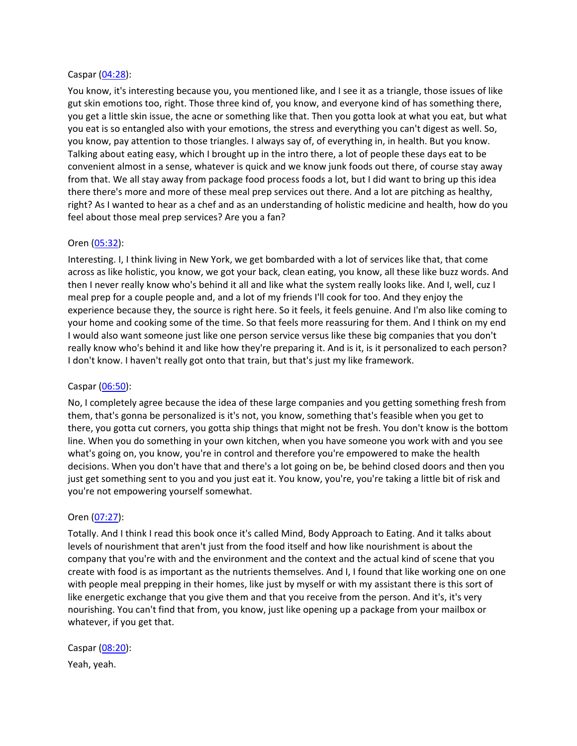Caspar ([04:28](04:28)):

You know, it's interesting because you, you mentioned like, and I see it as a triangle, those issues of like gut skin emotions too, right. Those three kind of, you know, and everyone kind of has something there, you get a little skin issue, the acne or something like that. Then you gotta look at what you eat, but what you eat is so entangled also with your emotions, the stress and everything you can't digest as well. So, you know, pay attention to those triangles. I always say of, of everything in, in health. But you know. Talking about eating easy, which I brought up in the intro there, a lot of people these days eat to be convenient almost in a sense, whatever is quick and we know junk foods out there, of course stay away from that. We all stay away from package food process foods a lot, but I did want to bring up this idea there there's more and more of these meal prep services out there. And a lot are pitching as healthy, right? As I wanted to hear as a chef and as an understanding of holistic medicine and health, how do you feel about those meal prep services? Are you a fan?

Oren ([05:32](05:32)):

Interesting. I, I think living in New York, we get bombarded with a lot of services like that, that come across as like holistic, you know, we got your back, clean eating, you know, all these like buzz words. And then I never really know who's behind it all and like what the system really looks like. And I, well, cuz I meal prep for a couple people and, and a lot of my friends I'll cook for too. And they enjoy the experience because they, the source is right here. So it feels, it feels genuine. And I'm also like coming to your home and cooking some of the time. So that feels more reassuring for them. And I think on my end I would also want someone just like one person service versus like these big companies that you don't really know who's behind it and like how they're preparing it. And is it, is it personalized to each person? I don't know. I haven't really got onto that train, but that's just my like framework.

Caspar ([06:50](06:50)):

No, I completely agree because the idea of these large companies and you getting something fresh from them, that's gonna be personalized is it's not, you know, something that's feasible when you get to there, you gotta cut corners, you gotta ship things that might not be fresh. You don't know is the bottom line. When you do something in your own kitchen, when you have someone you work with and you see what's going on, you know, you're in control and therefore you're empowered to make the health decisions. When you don't have that and there's a lot going on be, be behind closed doors and then you just get something sent to you and you just eat it. You know, you're, you're taking a little bit of risk and you're not empowering yourself somewhat.

Oren ([07:27](07:27)):

Totally. And I think I read this book once it's called Mind, Body Approach to Eating. And it talks about levels of nourishment that aren't just from the food itself and how like nourishment is about the company that you're with and the environment and the context and the actual kind of scene that you create with food is as important as the nutrients themselves. And I, I found that like working one on one with people meal prepping in their homes, like just by myself or with my assistant there is this sort of like energetic exchange that you give them and that you receive from the person. And it's, it's very nourishing. You can't find that from, you know, just like opening up a package from your mailbox or whatever, if you get that.

Caspar ([08:20](08:20)):

Yeah, yeah.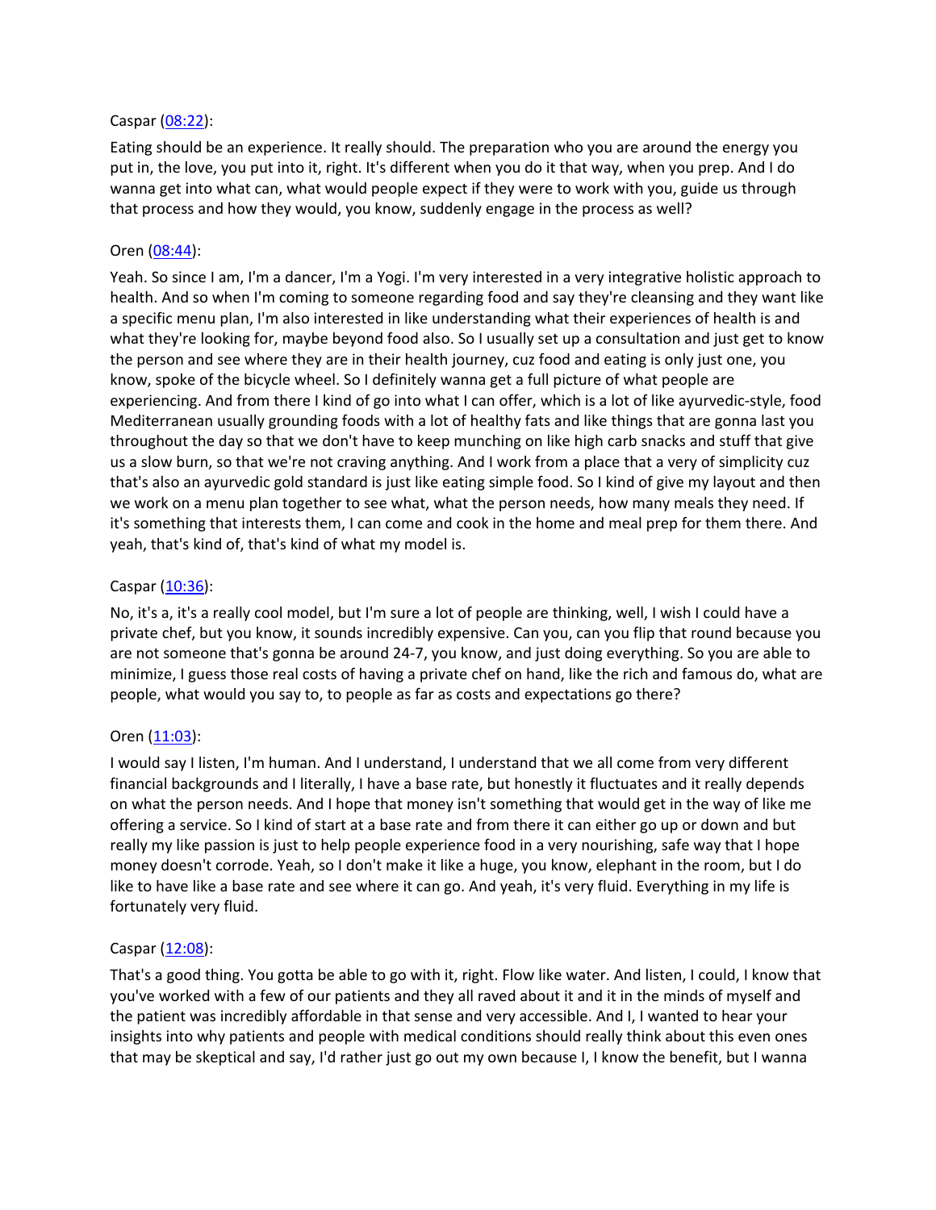Caspar ([08:22](#)):

Eating should be an experience. It really should. The preparation who you are around the energy you put in, the love, you put into it, right. It's different when you do it that way, when you prep. And I do wanna get into what can, what would people expect if they were to work with you, guide us through that process and how they would, you know, suddenly engage in the process as well?

Oren ([08:44](#)):

Yeah. So since I am, I'm a dancer, I'm a Yogi. I'm very interested in a very integrative holistic approach to health. And so when I'm coming to someone regarding food and say they're cleansing and they want like a specific menu plan, I'm also interested in like understanding what their experiences of health is and what they're looking for, maybe beyond food also. So I usually set up a consultation and just get to know the person and see where they are in their health journey, cuz food and eating is only just one, you know, spoke of the bicycle wheel. So I definitely wanna get a full picture of what people are experiencing. And from there I kind of go into what I can offer, which is a lot of like ayurvedic-style, food Mediterranean usually grounding foods with a lot of healthy fats and like things that are gonna last you throughout the day so that we don't have to keep munching on like high carb snacks and stuff that give us a slow burn, so that we're not craving anything. And I work from a place that a very of simplicity cuz that's also an ayurvedic gold standard is just like eating simple food. So I kind of give my layout and then we work on a menu plan together to see what, what the person needs, how many meals they need. If it's something that interests them, I can come and cook in the home and meal prep for them there. And yeah, that's kind of, that's kind of what my model is.

Caspar ([10:36](#)):

No, it's a, it's a really cool model, but I'm sure a lot of people are thinking, well, I wish I could have a private chef, but you know, it sounds incredibly expensive. Can you, can you flip that round because you are not someone that's gonna be around 24-7, you know, and just doing everything. So you are able to minimize, I guess those real costs of having a private chef on hand, like the rich and famous do, what are people, what would you say to, to people as far as costs and expectations go there?

Oren ([11:03](#)):

I would say I listen, I'm human. And I understand, I understand that we all come from very different financial backgrounds and I literally, I have a base rate, but honestly it fluctuates and it really depends on what the person needs. And I hope that money isn't something that would get in the way of like me offering a service. So I kind of start at a base rate and from there it can either go up or down and but really my like passion is just to help people experience food in a very nourishing, safe way that I hope money doesn't corrode. Yeah, so I don't make it like a huge, you know, elephant in the room, but I do like to have like a base rate and see where it can go. And yeah, it's very fluid. Everything in my life is fortunately very fluid.

Caspar ([12:08](#)):

That's a good thing. You gotta be able to go with it, right. Flow like water. And listen, I could, I know that you've worked with a few of our patients and they all raved about it and it in the minds of myself and the patient was incredibly affordable in that sense and very accessible. And I, I wanted to hear your insights into why patients and people with medical conditions should really think about this even ones that may be skeptical and say, I'd rather just go out my own because I, I know the benefit, but I wanna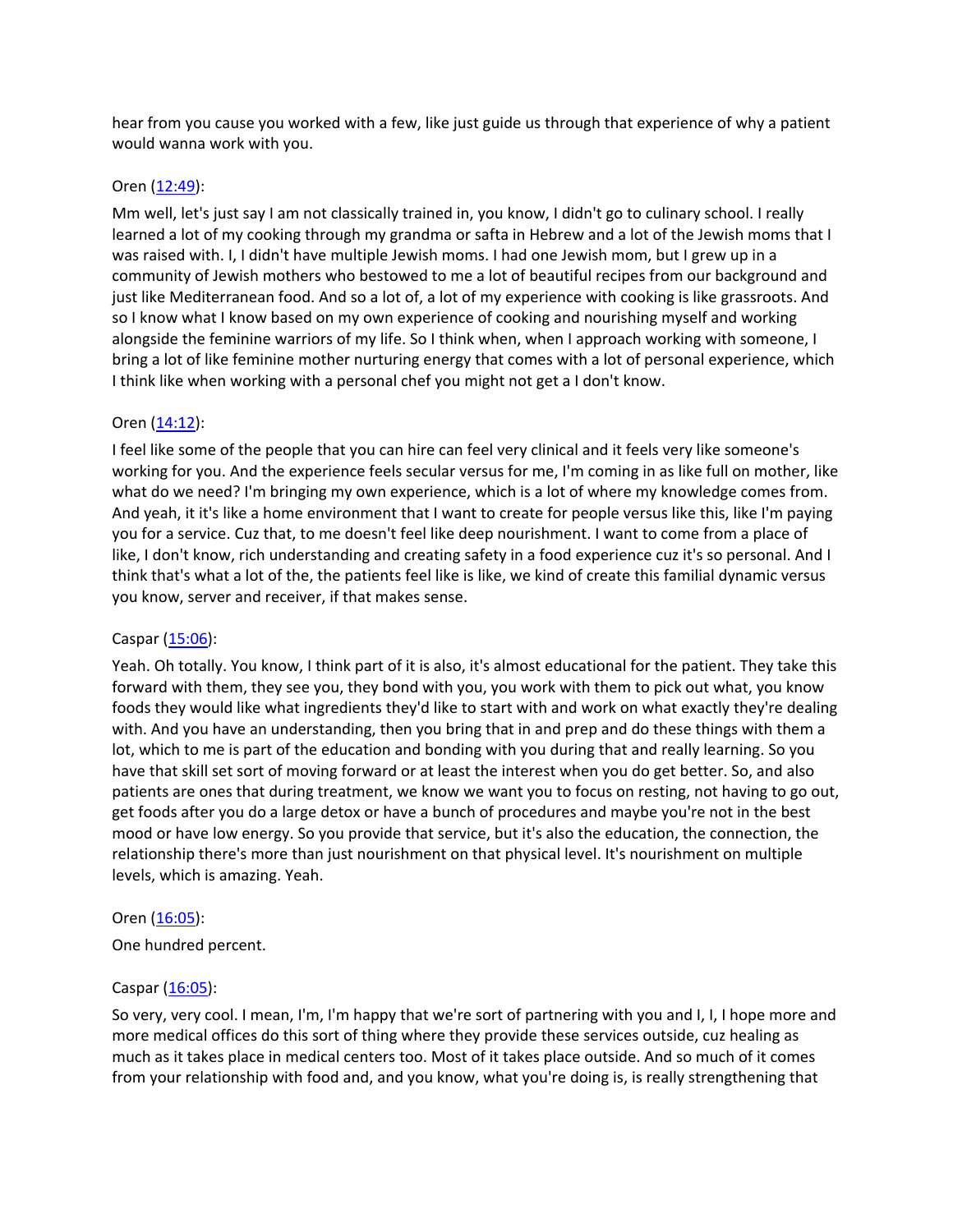hear from you cause you worked with a few, like just guide us through that experience of why a patient would wanna work with you.

Oren ([12:49](12:49)):

Mm well, let's just say I am not classically trained in, you know, I didn't go to culinary school. I really learned a lot of my cooking through my grandma or safta in Hebrew and a lot of the Jewish moms that I was raised with. I, I didn't have multiple Jewish moms. I had one Jewish mom, but I grew up in a community of Jewish mothers who bestowed to me a lot of beautiful recipes from our background and just like Mediterranean food. And so a lot of, a lot of my experience with cooking is like grassroots. And so I know what I know based on my own experience of cooking and nourishing myself and working alongside the feminine warriors of my life. So I think when, when I approach working with someone, I bring a lot of like feminine mother nurturing energy that comes with a lot of personal experience, which I think like when working with a personal chef you might not get a I don't know.

Oren ([14:12](14:12)):

I feel like some of the people that you can hire can feel very clinical and it feels very like someone's working for you. And the experience feels secular versus for me, I'm coming in as like full on mother, like what do we need? I'm bringing my own experience, which is a lot of where my knowledge comes from. And yeah, it it's like a home environment that I want to create for people versus like this, like I'm paying you for a service. Cuz that, to me doesn't feel like deep nourishment. I want to come from a place of like, I don't know, rich understanding and creating safety in a food experience cuz it's so personal. And I think that's what a lot of the, the patients feel like is like, we kind of create this familial dynamic versus you know, server and receiver, if that makes sense.

Caspar ([15:06](15:06)):

Yeah. Oh totally. You know, I think part of it is also, it's almost educational for the patient. They take this forward with them, they see you, they bond with you, you work with them to pick out what, you know foods they would like what ingredients they'd like to start with and work on what exactly they're dealing with. And you have an understanding, then you bring that in and prep and do these things with them a lot, which to me is part of the education and bonding with you during that and really learning. So you have that skill set sort of moving forward or at least the interest when you do get better. So, and also patients are ones that during treatment, we know we want you to focus on resting, not having to go out, get foods after you do a large detox or have a bunch of procedures and maybe you're not in the best mood or have low energy. So you provide that service, but it's also the education, the connection, the relationship there's more than just nourishment on that physical level. It's nourishment on multiple levels, which is amazing. Yeah.

Oren ([16:05](16:05)):

One hundred percent.

Caspar ([16:05](16:05)):

So very, very cool. I mean, I'm, I'm happy that we're sort of partnering with you and I, I, I hope more and more medical offices do this sort of thing where they provide these services outside, cuz healing as much as it takes place in medical centers too. Most of it takes place outside. And so much of it comes from your relationship with food and, and you know, what you're doing is, is really strengthening that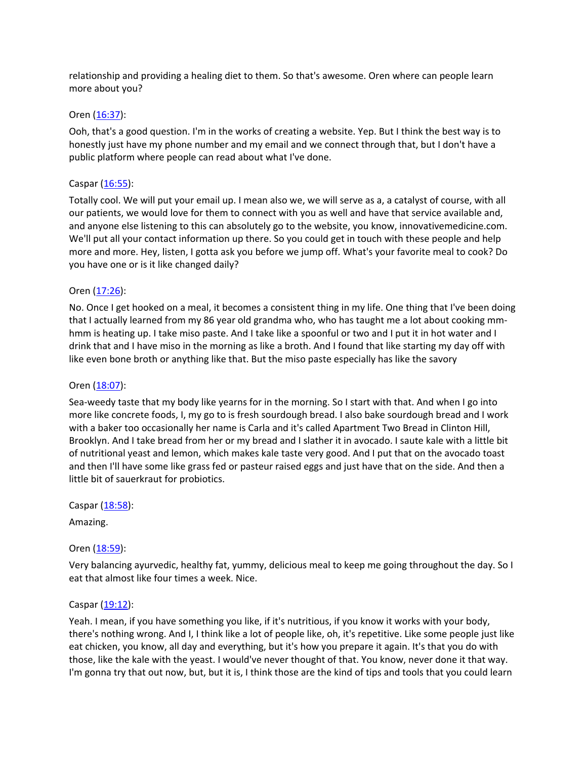relationship and providing a healing diet to them. So that's awesome. Oren where can people learn more about you?

Oren ([16:37](#)):

Ooh, that's a good question. I'm in the works of creating a website. Yep. But I think the best way is to honestly just have my phone number and my email and we connect through that, but I don't have a public platform where people can read about what I've done.

Caspar ([16:55](#)):

Totally cool. We will put your email up. I mean also we, we will serve as a, a catalyst of course, with all our patients, we would love for them to connect with you as well and have that service available and, and anyone else listening to this can absolutely go to the website, you know, innovativemedicine.com. We'll put all your contact information up there. So you could get in touch with these people and help more and more. Hey, listen, I gotta ask you before we jump off. What's your favorite meal to cook? Do you have one or is it like changed daily?

Oren ([17:26](#)):

No. Once I get hooked on a meal, it becomes a consistent thing in my life. One thing that I've been doing that I actually learned from my 86 year old grandma who, who has taught me a lot about cooking mm-hmm is heating up. I take miso paste. And I take like a spoonful or two and I put it in hot water and I drink that and I have miso in the morning as like a broth. And I found that like starting my day off with like even bone broth or anything like that. But the miso paste especially has like the savory

Oren ([18:07](#)):

Sea-weedy taste that my body like yearns for in the morning. So I start with that. And when I go into more like concrete foods, I, my go to is fresh sourdough bread. I also bake sourdough bread and I work with a baker too occasionally her name is Carla and it's called Apartment Two Bread in Clinton Hill, Brooklyn. And I take bread from her or my bread and I slather it in avocado. I saute kale with a little bit of nutritional yeast and lemon, which makes kale taste very good. And I put that on the avocado toast and then I'll have some like grass fed or pasteur raised eggs and just have that on the side. And then a little bit of sauerkraut for probiotics.

Caspar ([18:58](#)):

Amazing.

Oren ([18:59](#)):

Very balancing ayurvedic, healthy fat, yummy, delicious meal to keep me going throughout the day. So I eat that almost like four times a week. Nice.

Caspar ([19:12](#)):

Yeah. I mean, if you have something you like, if it's nutritious, if you know it works with your body, there's nothing wrong. And I, I think like a lot of people like, oh, it's repetitive. Like some people just like eat chicken, you know, all day and everything, but it's how you prepare it again. It's that you do with those, like the kale with the yeast. I would've never thought of that. You know, never done it that way. I'm gonna try that out now, but, but it is, I think those are the kind of tips and tools that you could learn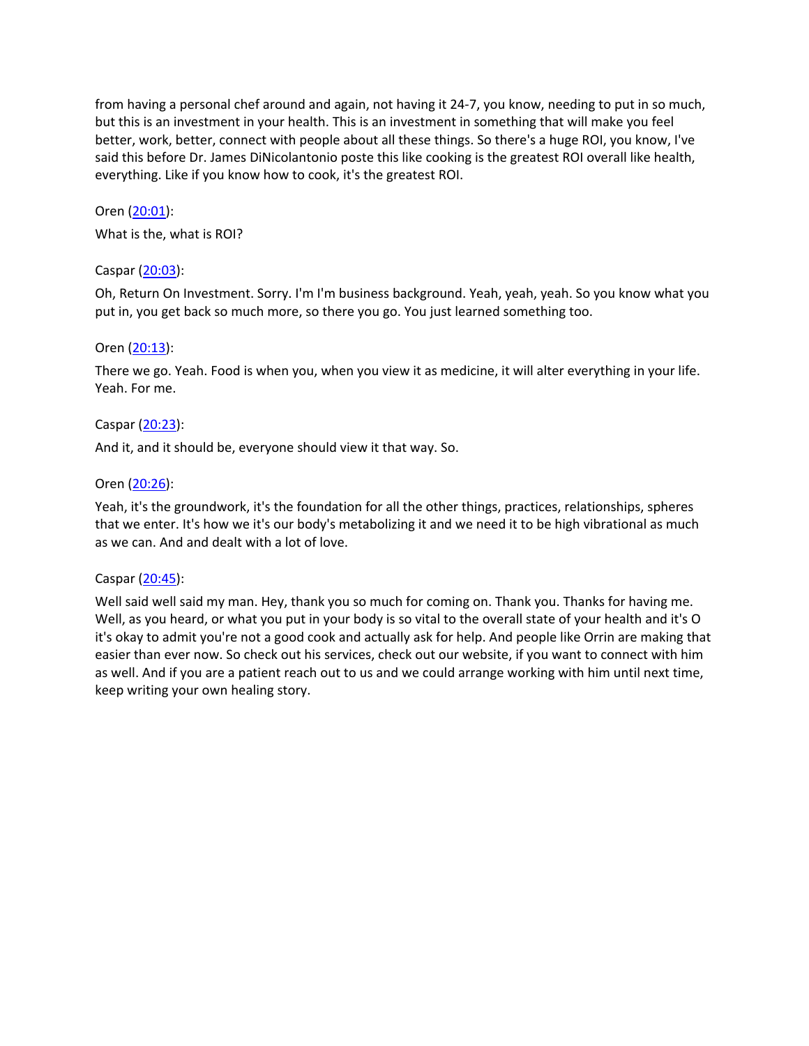from having a personal chef around and again, not having it 24-7, you know, needing to put in so much, but this is an investment in your health. This is an investment in something that will make you feel better, work, better, connect with people about all these things. So there's a huge ROI, you know, I've said this before Dr. James DiNicolantonio poste this like cooking is the greatest ROI overall like health, everything. Like if you know how to cook, it's the greatest ROI.

Oren ([20:01](#)):

What is the, what is ROI?

Caspar ([20:03](#)):

Oh, Return On Investment. Sorry. I'm I'm business background. Yeah, yeah, yeah. So you know what you put in, you get back so much more, so there you go. You just learned something too.

Oren ([20:13](#)):

There we go. Yeah. Food is when you, when you view it as medicine, it will alter everything in your life. Yeah. For me.

Caspar ([20:23](#)):

And it, and it should be, everyone should view it that way. So.

Oren ([20:26](#)):

Yeah, it's the groundwork, it's the foundation for all the other things, practices, relationships, spheres that we enter. It's how we it's our body's metabolizing it and we need it to be high vibrational as much as we can. And and dealt with a lot of love.

Caspar ([20:45](#)):

Well said well said my man. Hey, thank you so much for coming on. Thank you. Thanks for having me. Well, as you heard, or what you put in your body is so vital to the overall state of your health and it's O it's okay to admit you're not a good cook and actually ask for help. And people like Orrin are making that easier than ever now. So check out his services, check out our website, if you want to connect with him as well. And if you are a patient reach out to us and we could arrange working with him until next time, keep writing your own healing story.